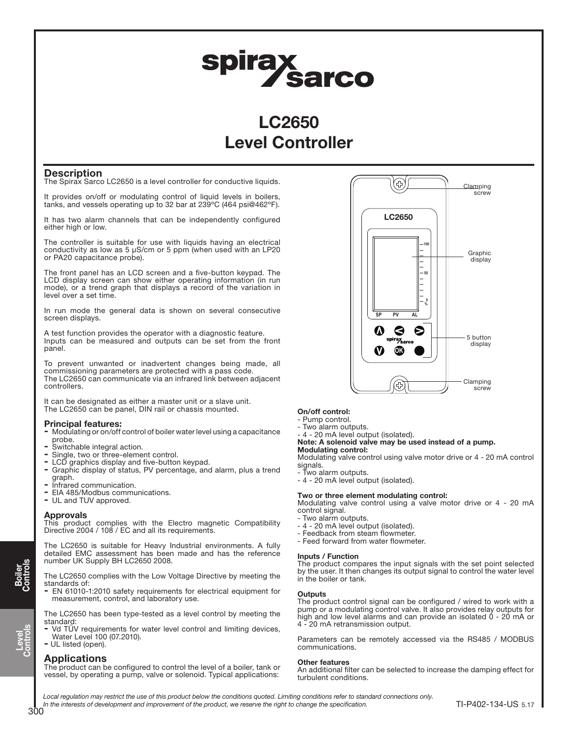# LC2650 Level Controller

## Description

The Spirax Sarco LC2650 is a level controller for conductive liquids.

It provides on/off or modulating control of liquid levels in boilers, tanks, and vessels operating up to 32 bar at 239°C (464 psi@462°F).

It has two alarm channels that can be independently configured either high or low.

The controller is suitable for use with liquids having an electrical conductivity as low as 5 µS/cm or 5 ppm (when used with an LP20 or PA20 capacitance probe).

The front panel has an LCD screen and a five-button keypad. The LCD display screen can show either operating information (in run mode), or a trend graph that displays a record of the variation in level over a set time.

In run mode the general data is shown on several consecutive screen displays.

A test function provides the operator with a diagnostic feature. Inputs can be measured and outputs can be set from the front panel.

To prevent unwanted or inadvertent changes being made, all commissioning parameters are protected with a pass code. The LC2650 can communicate via an infrared link between adjacent controllers.

It can be designated as either a master unit or a slave unit. The LC2650 can be panel, DIN rail or chassis mounted.

### Principal features:

- Modulating or on/off control of boiler water level using a capacitance probe.
- Switchable integral action.
- Single, two or three-element control.
- LCD graphics display and five-button keypad.
- Graphic display of status, PV percentage, and alarm, plus a trend graph.
- Infrared communication.
- EIA 485/Modbus communications.
- UL and TUV approved.

### Approvals

This product complies with the Electro magnetic Compatibility Directive 2004 / 108 / EC and all its requirements.

The LC2650 is suitable for Heavy Industrial environments. A fully detailed EMC assessment has been made and has the reference number UK Supply BH LC2650 2008.

The LC2650 complies with the Low Voltage Directive by meeting the standards of:

- EN 61010-1:2010 safety requirements for electrical equipment for measurement, control, and laboratory use.

The LC2650 has been type-tested as a level control by meeting the standard:

- Vd TÜV requirements for water level control and limiting devices, Water Level 100 (07.2010).
- UL listed (open).

## Applications

The product can be configured to control the level of a boiler, tank or vessel, by operating a pump, valve or solenoid. Typical applications:

LC2650

SP PV AL

100 50 0 %

Clamping screw

Graphic display

5 button display

Clamping screw

**On/off control:**

- Pump control.
- Two alarm outputs.
- 4 - 20 mA level output (isolated).

**Note: A solenoid valve may be used instead of a pump.**

**Modulating control:**

Modulating valve control using valve motor drive or 4 - 20 mA control signals.

- Two alarm outputs.
- 4 - 20 mA level output (isolated).

**Two or three element modulating control:**

Modulating valve control using a valve motor drive or 4 - 20 mA control signal.

- Two alarm outputs.
- 4 - 20 mA level output (isolated).
- Feedback from steam flowmeter.
- Feed forward from water flowmeter.

**Inputs / Function**

The product compares the input signals with the set point selected by the user. It then changes its output signal to control the water level in the boiler or tank.

**Outputs**

The product control signal can be configured / wired to work with a pump or a modulating control valve. It also provides relay outputs for high and low level alarms and can provide an isolated 0 - 20 mA or 4 - 20 mA retransmission output.

Parameters can be remotely accessed via the RS485 / MODBUS communications.

**Other features**

An additional filter can be selected to increase the damping effect for turbulent conditions.

*Local regulation may restrict the use of this product below the conditions quoted. Limiting conditions refer to standard connections only.*
*In the interests of development and improvement of the product, we reserve the right to change the specification.*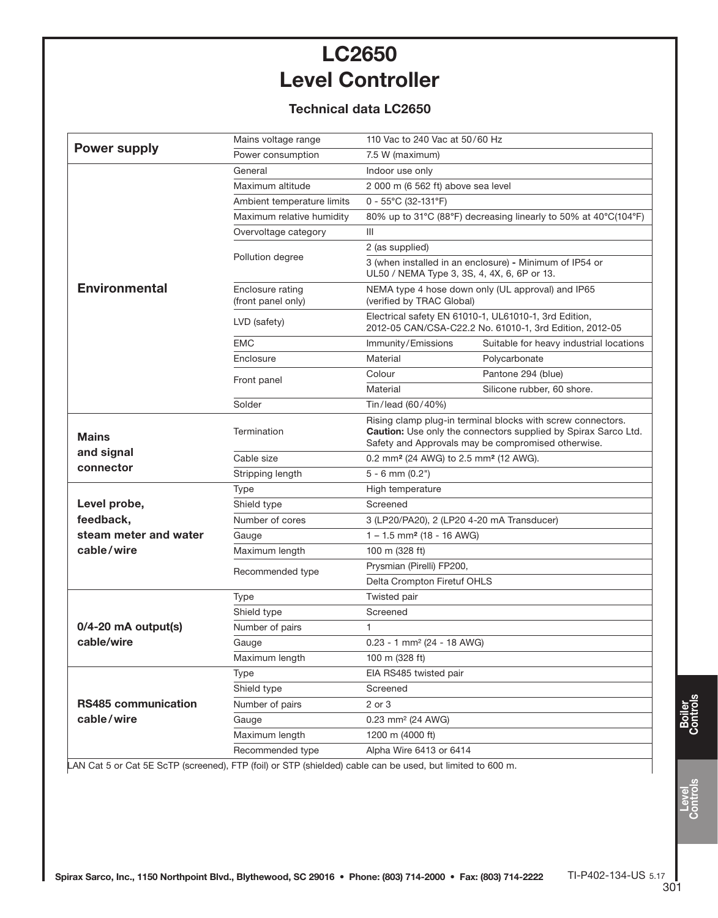# LC2650
# Level Controller

### Technical data LC2650

| | | | |
|---|---|---|---|
| **Power supply** | Mains voltage range | 110 Vac to 240 Vac at 50/60 Hz | |
| | Power consumption | 7.5 W (maximum) | |
| **Environmental** | General | Indoor use only | |
| | Maximum altitude | 2 000 m (6 562 ft) above sea level | |
| | Ambient temperature limits | 0 - 55°C (32-131°F) | |
| | Maximum relative humidity | 80% up to 31°C (88°F) decreasing linearly to 50% at 40°C(104°F) | |
| | Overvoltage category | III | |
| | Pollution degree | 2 (as supplied) | |
| | | 3 (when installed in an enclosure) - Minimum of IP54 or UL50 / NEMA Type 3, 3S, 4, 4X, 6, 6P or 13. | |
| | Enclosure rating (front panel only) | NEMA type 4 hose down only (UL approval) and IP65 (verified by TRAC Global) | |
| | LVD (safety) | Electrical safety EN 61010-1, UL61010-1, 3rd Edition, 2012-05 CAN/CSA-C22.2 No. 61010-1, 3rd Edition, 2012-05 | |
| | EMC | Immunity/Emissions | Suitable for heavy industrial locations |
| | Enclosure | Material | Polycarbonate |
| | Front panel | Colour | Pantone 294 (blue) |
| | | Material | Silicone rubber, 60 shore. |
| | Solder | Tin/lead (60/40%) | |
| **Mains and signal connector** | Termination | Rising clamp plug-in terminal blocks with screw connectors. **Caution:** Use only the connectors supplied by Spirax Sarco Ltd. Safety and Approvals may be compromised otherwise. | |
| | Cable size | 0.2 mm² (24 AWG) to 2.5 mm² (12 AWG). | |
| | Stripping length | 5 - 6 mm (0.2") | |
| **Level probe, feedback, steam meter and water cable/wire** | Type | High temperature | |
| | Shield type | Screened | |
| | Number of cores | 3 (LP20/PA20), 2 (LP20 4-20 mA Transducer) | |
| | Gauge | 1 – 1.5 mm² (18 - 16 AWG) | |
| | Maximum length | 100 m (328 ft) | |
| | Recommended type | Prysmian (Pirelli) FP200, | |
| | | Delta Crompton Firetuf OHLS | |
| **0/4-20 mA output(s) cable/wire** | Type | Twisted pair | |
| | Shield type | Screened | |
| | Number of pairs | 1 | |
| | Gauge | 0.23 - 1 mm² (24 - 18 AWG) | |
| | Maximum length | 100 m (328 ft) | |
| **RS485 communication cable/wire** | Type | EIA RS485 twisted pair | |
| | Shield type | Screened | |
| | Number of pairs | 2 or 3 | |
| | Gauge | 0.23 mm² (24 AWG) | |
| | Maximum length | 1200 m (4000 ft) | |
| | Recommended type | Alpha Wire 6413 or 6414 | |

LAN Cat 5 or Cat 5E ScTP (screened), FTP (foil) or STP (shielded) cable can be used, but limited to 600 m.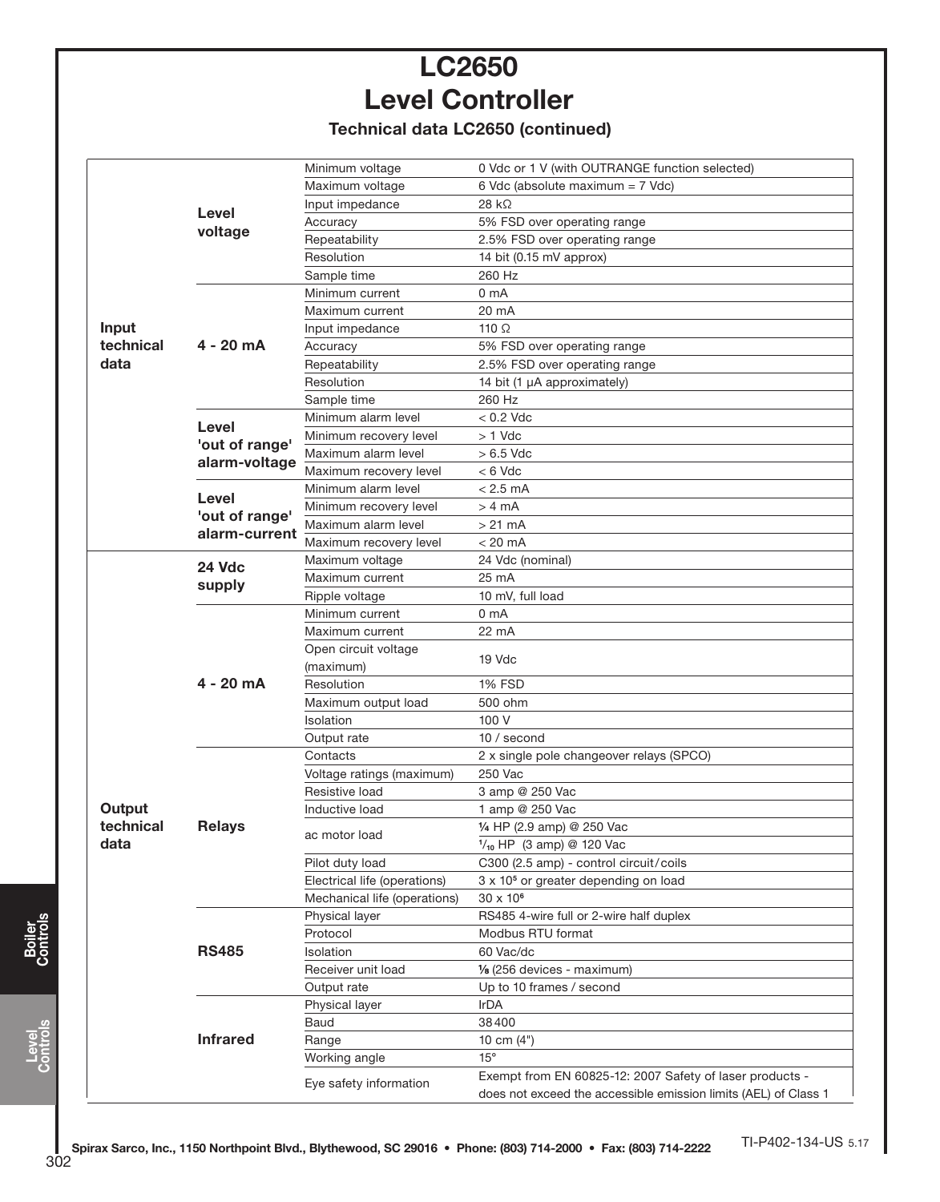# LC2650 Level Controller

## Technical data LC2650 (continued)

| | | | |
|---|---|---|---|
| Input technical data | Level voltage | Minimum voltage | 0 Vdc or 1 V (with OUTRANGE function selected) |
| | | Maximum voltage | 6 Vdc (absolute maximum = 7 Vdc) |
| | | Input impedance | 28 kΩ |
| | | Accuracy | 5% FSD over operating range |
| | | Repeatability | 2.5% FSD over operating range |
| | | Resolution | 14 bit (0.15 mV approx) |
| | | Sample time | 260 Hz |
| | 4 - 20 mA | Minimum current | 0 mA |
| | | Maximum current | 20 mA |
| | | Input impedance | 110 Ω |
| | | Accuracy | 5% FSD over operating range |
| | | Repeatability | 2.5% FSD over operating range |
| | | Resolution | 14 bit (1 μA approximately) |
| | | Sample time | 260 Hz |
| | Level 'out of range' alarm-voltage | Minimum alarm level | < 0.2 Vdc |
| | | Minimum recovery level | > 1 Vdc |
| | | Maximum alarm level | > 6.5 Vdc |
| | | Maximum recovery level | < 6 Vdc |
| | Level 'out of range' alarm-current | Minimum alarm level | < 2.5 mA |
| | | Minimum recovery level | > 4 mA |
| | | Maximum alarm level | > 21 mA |
| | | Maximum recovery level | < 20 mA |
| Output technical data | 24 Vdc supply | Maximum voltage | 24 Vdc (nominal) |
| | | Maximum current | 25 mA |
| | | Ripple voltage | 10 mV, full load |
| | 4 - 20 mA | Minimum current | 0 mA |
| | | Maximum current | 22 mA |
| | | Open circuit voltage (maximum) | 19 Vdc |
| | | Resolution | 1% FSD |
| | | Maximum output load | 500 ohm |
| | | Isolation | 100 V |
| | | Output rate | 10 / second |
| | Relays | Contacts | 2 x single pole changeover relays (SPCO) |
| | | Voltage ratings (maximum) | 250 Vac |
| | | Resistive load | 3 amp @ 250 Vac |
| | | Inductive load | 1 amp @ 250 Vac |
| | | ac motor load | ¼ HP (2.9 amp) @ 250 Vac |
| | | | 1/10 HP (3 amp) @ 120 Vac |
| | | Pilot duty load | C300 (2.5 amp) - control circuit/coils |
| | | Electrical life (operations) | 3 x $10^5$ or greater depending on load |
| | | Mechanical life (operations) | 30 x $10^6$ |
| | RS485 | Physical layer | RS485 4-wire full or 2-wire half duplex |
| | | Protocol | Modbus RTU format |
| | | Isolation | 60 Vac/dc |
| | | Receiver unit load | ⅛ (256 devices - maximum) |
| | | Output rate | Up to 10 frames / second |
| | Infrared | Physical layer | IrDA |
| | | Baud | 38400 |
| | | Range | 10 cm (4") |
| | | Working angle | 15° |
| | | Eye safety information | Exempt from EN 60825-12: 2007 Safety of laser products - does not exceed the accessible emission limits (AEL) of Class 1 |

Spirax Sarco, Inc., 1150 Northpoint Blvd., Blythewood, SC 29016 • Phone: (803) 714-2000 • Fax: (803) 714-2222

TI-P402-134-US 5.17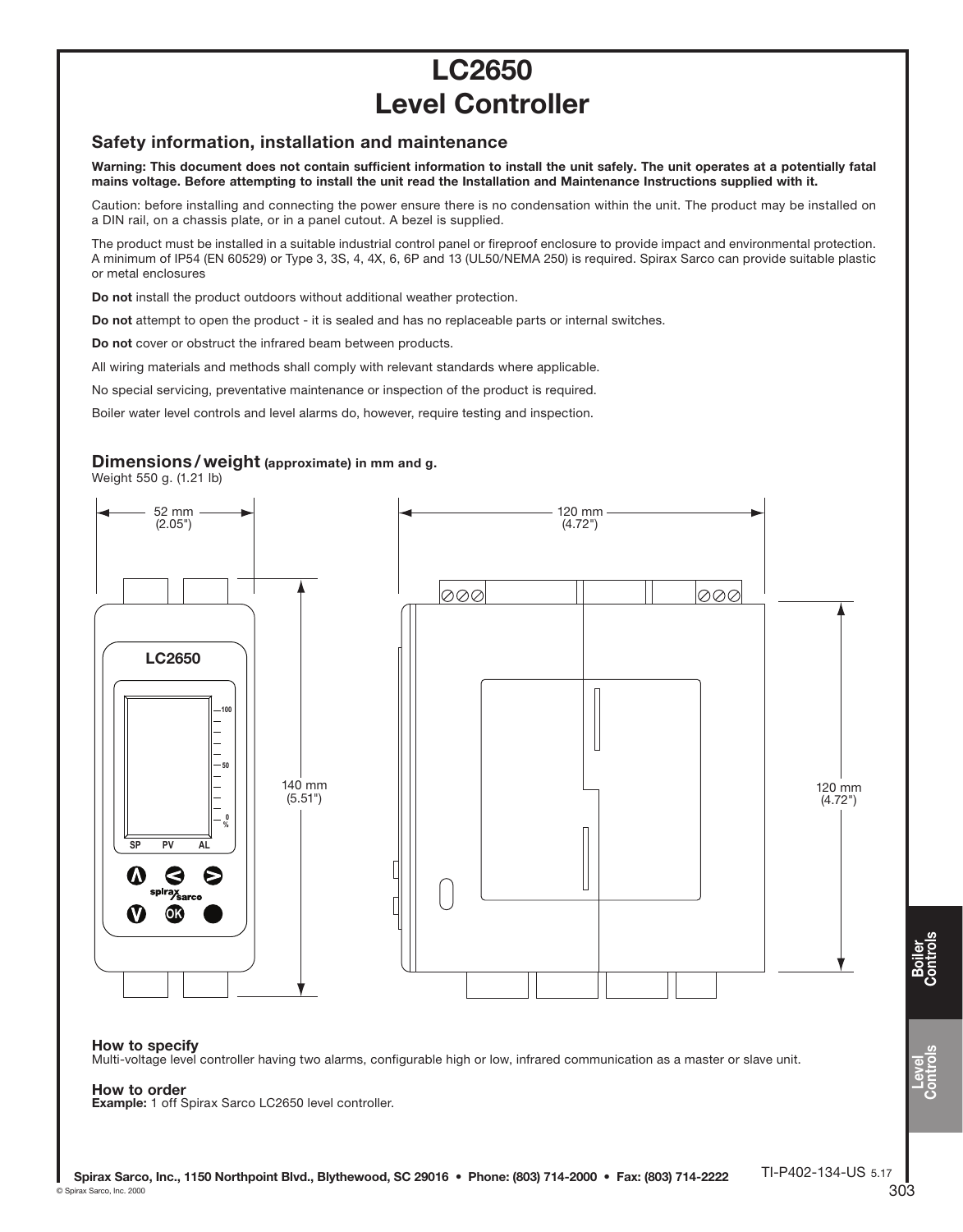# LC2650
# Level Controller

## Safety information, installation and maintenance

**Warning: This document does not contain sufficient information to install the unit safely. The unit operates at a potentially fatal mains voltage. Before attempting to install the unit read the Installation and Maintenance Instructions supplied with it.**

Caution: before installing and connecting the power ensure there is no condensation within the unit. The product may be installed on a DIN rail, on a chassis plate, or in a panel cutout. A bezel is supplied.

The product must be installed in a suitable industrial control panel or fireproof enclosure to provide impact and environmental protection. A minimum of IP54 (EN 60529) or Type 3, 3S, 4, 4X, 6, 6P and 13 (UL50/NEMA 250) is required. Spirax Sarco can provide suitable plastic or metal enclosures

**Do not** install the product outdoors without additional weather protection.

**Do not** attempt to open the product - it is sealed and has no replaceable parts or internal switches.

**Do not** cover or obstruct the infrared beam between products.

All wiring materials and methods shall comply with relevant standards where applicable.

No special servicing, preventative maintenance or inspection of the product is required.

Boiler water level controls and level alarms do, however, require testing and inspection.

## Dimensions / weight (approximate) in mm and g.

Weight 550 g. (1.21 lb)

52 mm (2.05")

140 mm (5.51")

120 mm (4.72")

120 mm (4.72")

LC2650

100

50

0 %

SP PV AL

OK

spirax sarco

### How to specify

Multi-voltage level controller having two alarms, configurable high or low, infrared communication as a master or slave unit.

### How to order

**Example:** 1 off Spirax Sarco LC2650 level controller.

**Spirax Sarco, Inc., 1150 Northpoint Blvd., Blythewood, SC 29016 • Phone: (803) 714-2000 • Fax: (803) 714-2222**

© Spirax Sarco, Inc. 2000

TI-P402-134-US 5.17